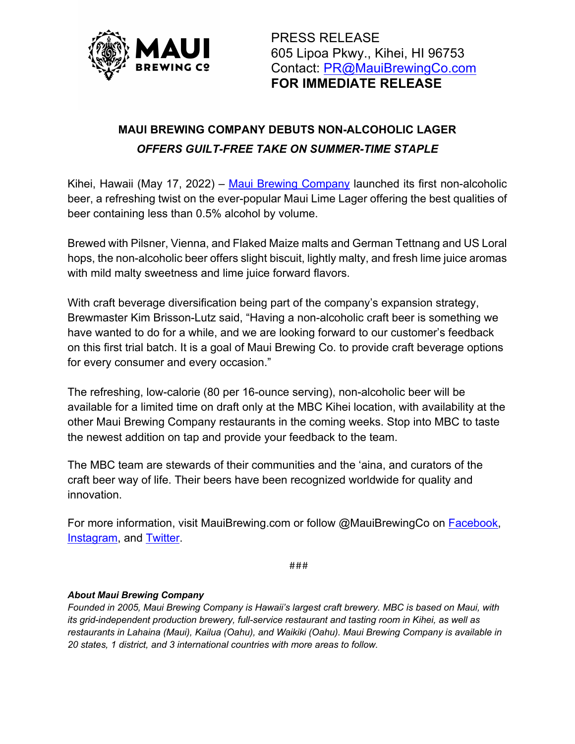MAUI BREWING CO

PRESS RELEASE
605 Lipoa Pkwy., Kihei, HI 96753
Contact: PR@MauiBrewingCo.com
**FOR IMMEDIATE RELEASE**

## MAUI BREWING COMPANY DEBUTS NON-ALCOHOLIC LAGER

### *OFFERS GUILT-FREE TAKE ON SUMMER-TIME STAPLE*

Kihei, Hawaii (May 17, 2022) – Maui Brewing Company launched its first non-alcoholic beer, a refreshing twist on the ever-popular Maui Lime Lager offering the best qualities of beer containing less than 0.5% alcohol by volume.

Brewed with Pilsner, Vienna, and Flaked Maize malts and German Tettnang and US Loral hops, the non-alcoholic beer offers slight biscuit, lightly malty, and fresh lime juice aromas with mild malty sweetness and lime juice forward flavors.

With craft beverage diversification being part of the company's expansion strategy, Brewmaster Kim Brisson-Lutz said, "Having a non-alcoholic craft beer is something we have wanted to do for a while, and we are looking forward to our customer's feedback on this first trial batch. It is a goal of Maui Brewing Co. to provide craft beverage options for every consumer and every occasion."

The refreshing, low-calorie (80 per 16-ounce serving), non-alcoholic beer will be available for a limited time on draft only at the MBC Kihei location, with availability at the other Maui Brewing Company restaurants in the coming weeks. Stop into MBC to taste the newest addition on tap and provide your feedback to the team.

The MBC team are stewards of their communities and the 'aina, and curators of the craft beer way of life. Their beers have been recognized worldwide for quality and innovation.

For more information, visit MauiBrewing.com or follow @MauiBrewingCo on Facebook, Instagram, and Twitter.

###

***About Maui Brewing Company***

*Founded in 2005, Maui Brewing Company is Hawaii's largest craft brewery. MBC is based on Maui, with its grid-independent production brewery, full-service restaurant and tasting room in Kihei, as well as restaurants in Lahaina (Maui), Kailua (Oahu), and Waikiki (Oahu). Maui Brewing Company is available in 20 states, 1 district, and 3 international countries with more areas to follow.*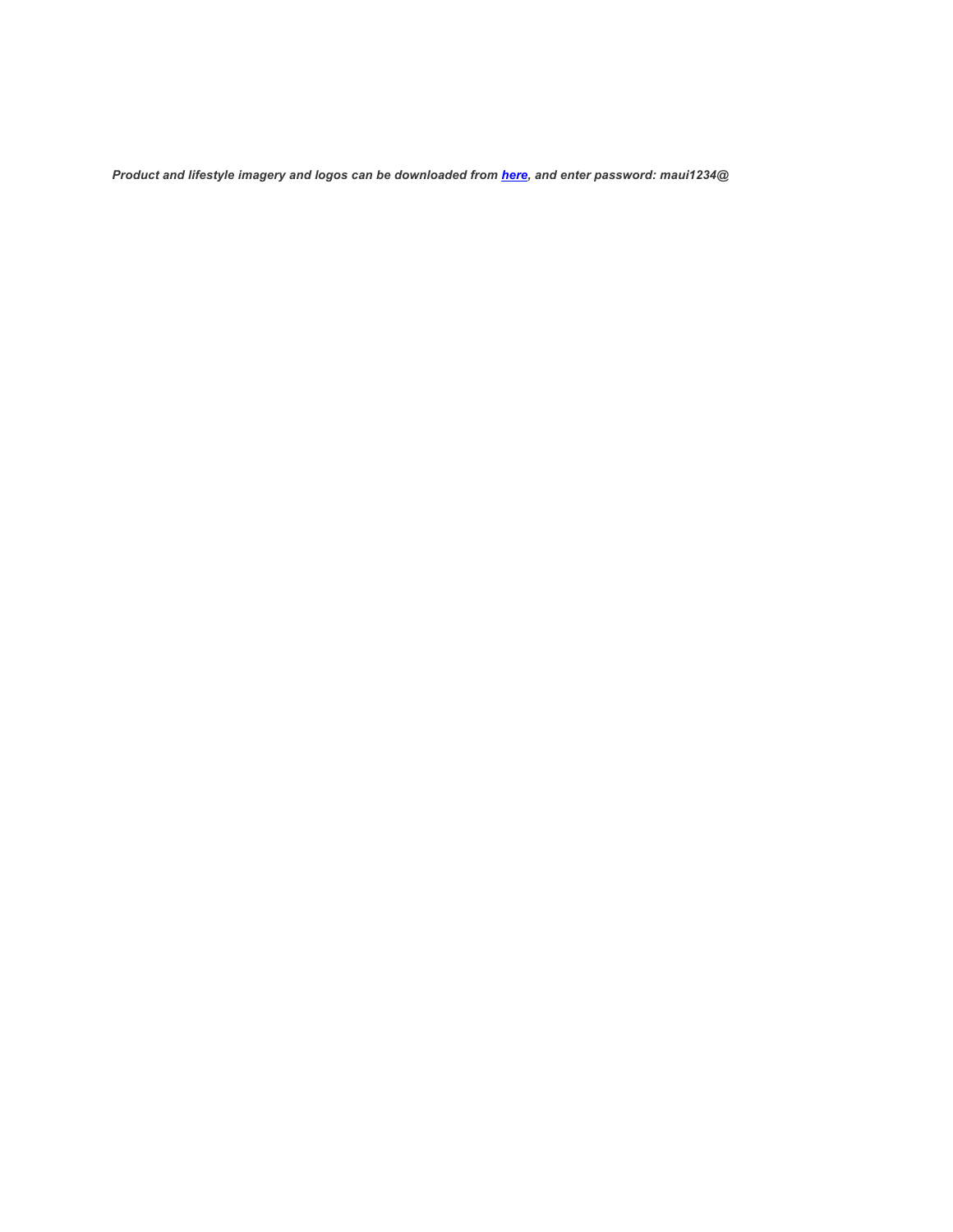***Product and lifestyle imagery and logos can be downloaded from [here](), and enter password: maui1234@***